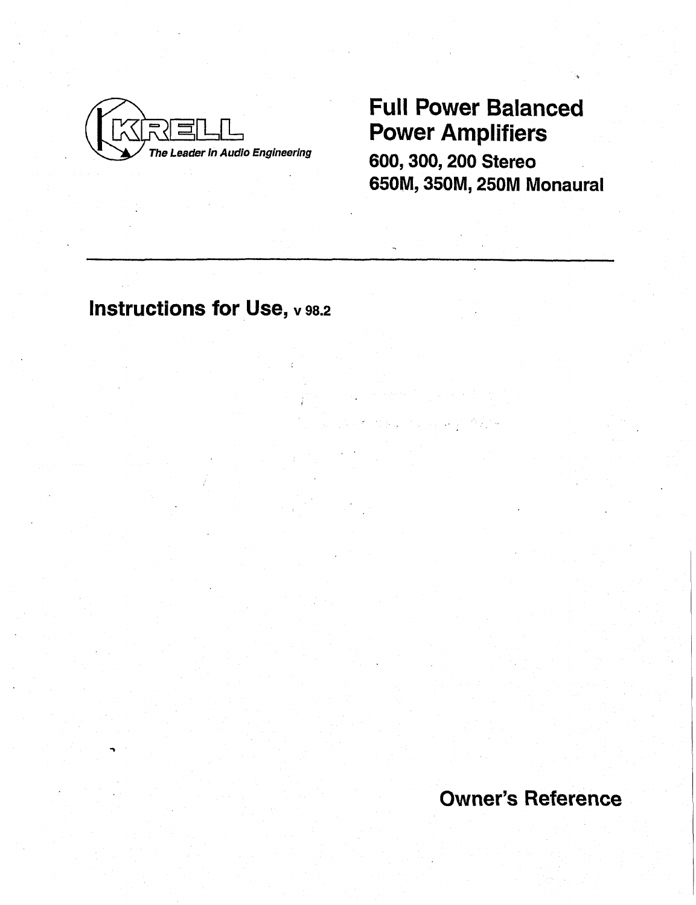KRELL

*The Leader In Audio Engineering*

# Full Power Balanced Power Amplifiers

## 600, 300, 200 Stereo
## 650M, 350M, 250M Monaural

---

## Instructions for Use, v 98.2

## Owner's Reference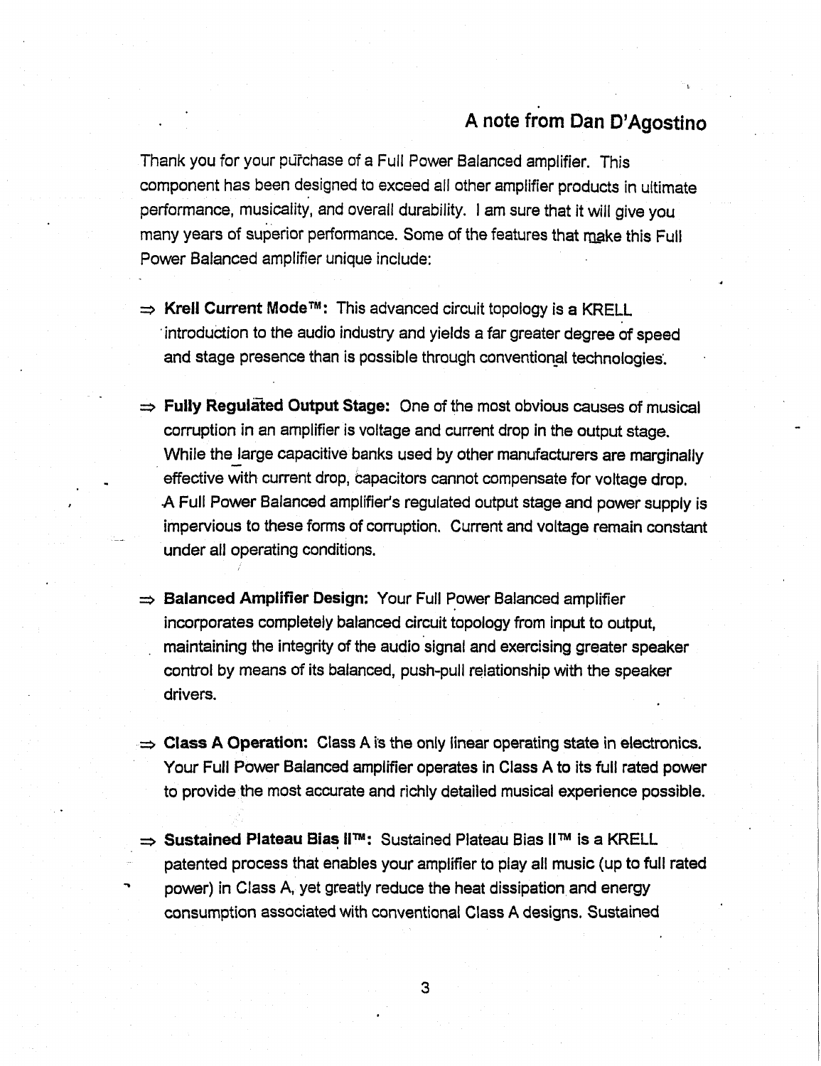## A note from Dan D'Agostino

Thank you for your purchase of a Full Power Balanced amplifier. This component has been designed to exceed all other amplifier products in ultimate performance, musicality, and overall durability. I am sure that it will give you many years of superior performance. Some of the features that make this Full Power Balanced amplifier unique include:

⇒ **Krell Current Mode™:** This advanced circuit topology is a KRELL introduction to the audio industry and yields a far greater degree of speed and stage presence than is possible through conventional technologies.

⇒ **Fully Regulated Output Stage:** One of the most obvious causes of musical corruption in an amplifier is voltage and current drop in the output stage. While the large capacitive banks used by other manufacturers are marginally effective with current drop, capacitors cannot compensate for voltage drop. A Full Power Balanced amplifier's regulated output stage and power supply is impervious to these forms of corruption. Current and voltage remain constant under all operating conditions.

⇒ **Balanced Amplifier Design:** Your Full Power Balanced amplifier incorporates completely balanced circuit topology from input to output, maintaining the integrity of the audio signal and exercising greater speaker control by means of its balanced, push-pull relationship with the speaker drivers.

⇒ **Class A Operation:** Class A is the only linear operating state in electronics. Your Full Power Balanced amplifier operates in Class A to its full rated power to provide the most accurate and richly detailed musical experience possible.

⇒ **Sustained Plateau Bias II™:** Sustained Plateau Bias II™ is a KRELL patented process that enables your amplifier to play all music (up to full rated power) in Class A, yet greatly reduce the heat dissipation and energy consumption associated with conventional Class A designs. Sustained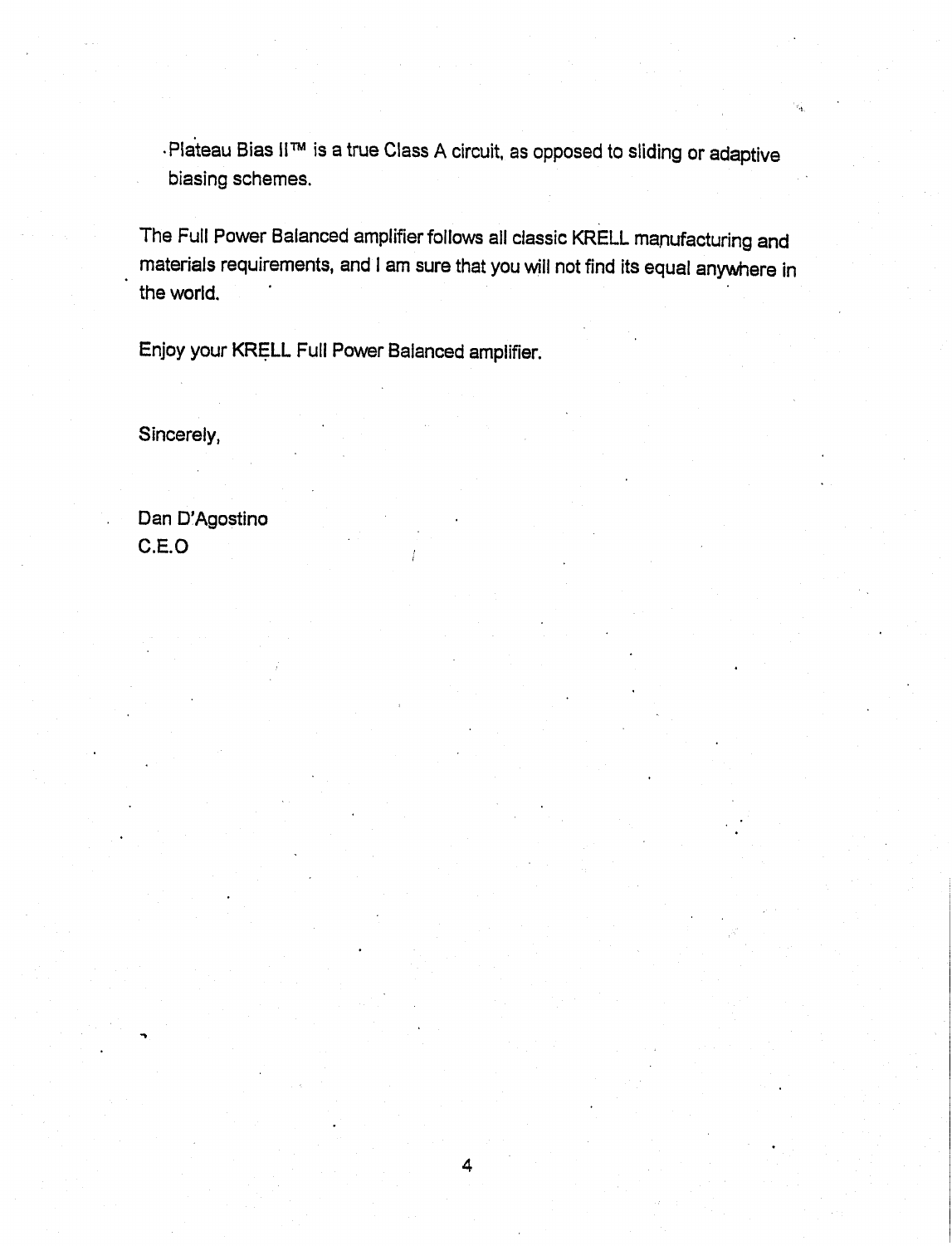- Plateau Bias II™ is a true Class A circuit, as opposed to sliding or adaptive biasing schemes.

The Full Power Balanced amplifier follows all classic KRELL manufacturing and materials requirements, and I am sure that you will not find its equal anywhere in the world.

Enjoy your KRELL Full Power Balanced amplifier.

Sincerely,

Dan D'Agostino  
C.E.O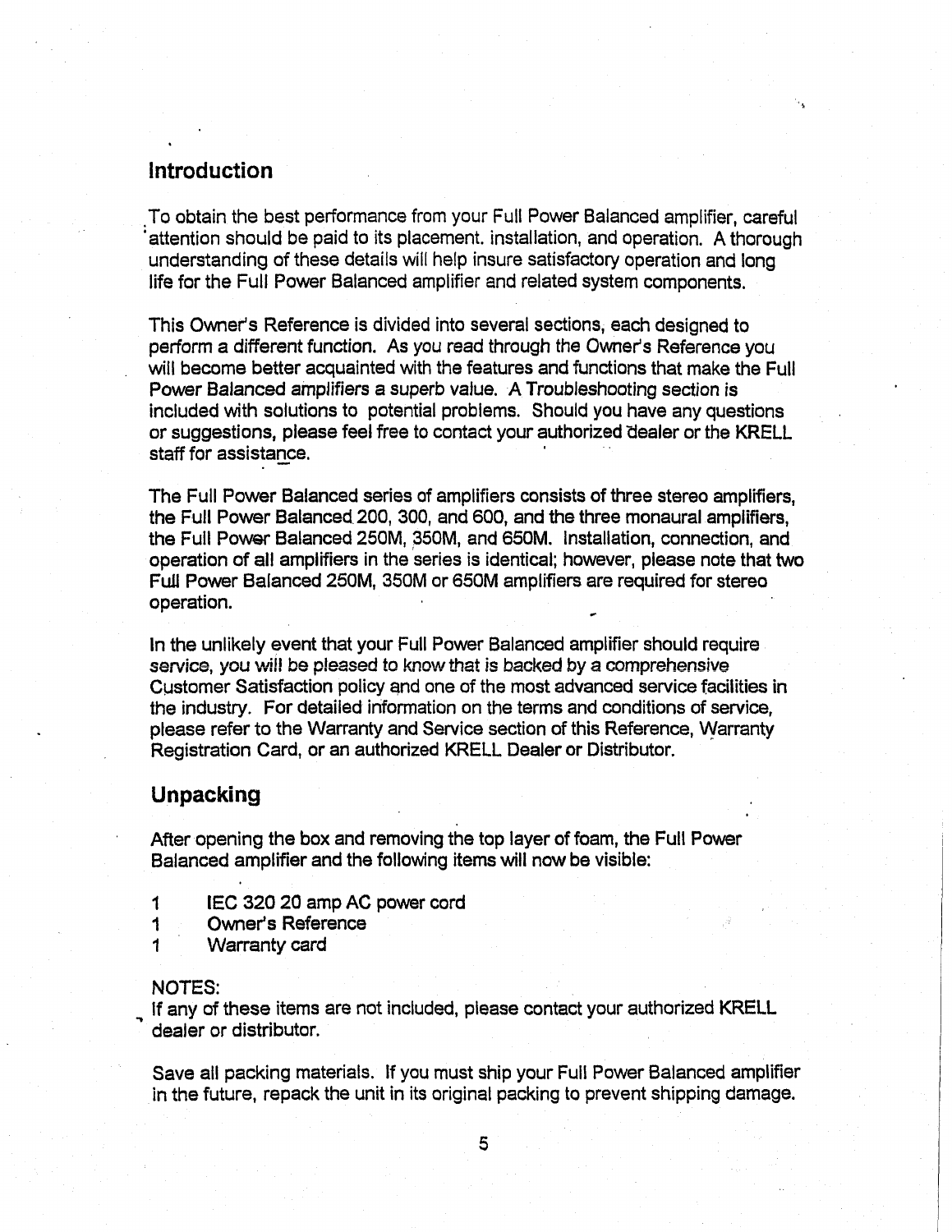## Introduction

To obtain the best performance from your Full Power Balanced amplifier, careful attention should be paid to its placement. installation, and operation. A thorough understanding of these details will help insure satisfactory operation and long life for the Full Power Balanced amplifier and related system components.

This Owner's Reference is divided into several sections, each designed to perform a different function. As you read through the Owner's Reference you will become better acquainted with the features and functions that make the Full Power Balanced amplifiers a superb value. A Troubleshooting section is included with solutions to potential problems. Should you have any questions or suggestions, please feel free to contact your authorized dealer or the KRELL staff for assistance.

The Full Power Balanced series of amplifiers consists of three stereo amplifiers, the Full Power Balanced 200, 300, and 600, and the three monaural amplifiers, the Full Power Balanced 250M, 350M, and 650M. Installation, connection, and operation of all amplifiers in the series is identical; however, please note that two Full Power Balanced 250M, 350M or 650M amplifiers are required for stereo operation.

In the unlikely event that your Full Power Balanced amplifier should require service, you will be pleased to know that is backed by a comprehensive Customer Satisfaction policy and one of the most advanced service facilities in the industry. For detailed information on the terms and conditions of service, please refer to the Warranty and Service section of this Reference, Warranty Registration Card, or an authorized KRELL Dealer or Distributor.

## Unpacking

After opening the box and removing the top layer of foam, the Full Power Balanced amplifier and the following items will now be visible:

1 IEC 320 20 amp AC power cord
1 Owner's Reference
1 Warranty card

NOTES:
If any of these items are not included, please contact your authorized KRELL dealer or distributor.

Save all packing materials. If you must ship your Full Power Balanced amplifier in the future, repack the unit in its original packing to prevent shipping damage.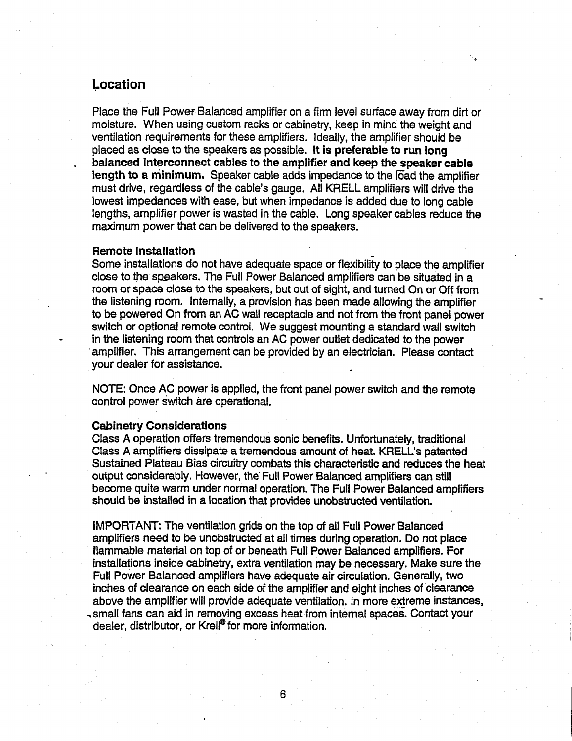## Location

Place the Full Power Balanced amplifier on a firm level surface away from dirt or moisture. When using custom racks or cabinetry, keep in mind the weight and ventilation requirements for these amplifiers. Ideally, the amplifier should be placed as close to the speakers as possible. **It is preferable to run long balanced interconnect cables to the amplifier and keep the speaker cable length to a minimum.** Speaker cable adds impedance to the load the amplifier must drive, regardless of the cable's gauge. All KRELL amplifiers will drive the lowest impedances with ease, but when impedance is added due to long cable lengths, amplifier power is wasted in the cable. Long speaker cables reduce the maximum power that can be delivered to the speakers.

### Remote Installation

Some installations do not have adequate space or flexibility to place the amplifier close to the speakers. The Full Power Balanced amplifiers can be situated in a room or space close to the speakers, but out of sight, and turned On or Off from the listening room. Internally, a provision has been made allowing the amplifier to be powered On from an AC wall receptacle and not from the front panel power switch or optional remote control. We suggest mounting a standard wall switch in the listening room that controls an AC power outlet dedicated to the power amplifier. This arrangement can be provided by an electrician. Please contact your dealer for assistance.

NOTE: Once AC power is applied, the front panel power switch and the remote control power switch are operational.

### Cabinetry Considerations

Class A operation offers tremendous sonic benefits. Unfortunately, traditional Class A amplifiers dissipate a tremendous amount of heat. KRELL's patented Sustained Plateau Bias circuitry combats this characteristic and reduces the heat output considerably. However, the Full Power Balanced amplifiers can still become quite warm under normal operation. The Full Power Balanced amplifiers should be installed in a location that provides unobstructed ventilation.

IMPORTANT: The ventilation grids on the top of all Full Power Balanced amplifiers need to be unobstructed at all times during operation. Do not place flammable material on top of or beneath Full Power Balanced amplifiers. For installations inside cabinetry, extra ventilation may be necessary. Make sure the Full Power Balanced amplifiers have adequate air circulation. Generally, two inches of clearance on each side of the amplifier and eight inches of clearance above the amplifier will provide adequate ventilation. In more extreme instances, small fans can aid in removing excess heat from internal spaces. Contact your dealer, distributor, or Krell® for more information.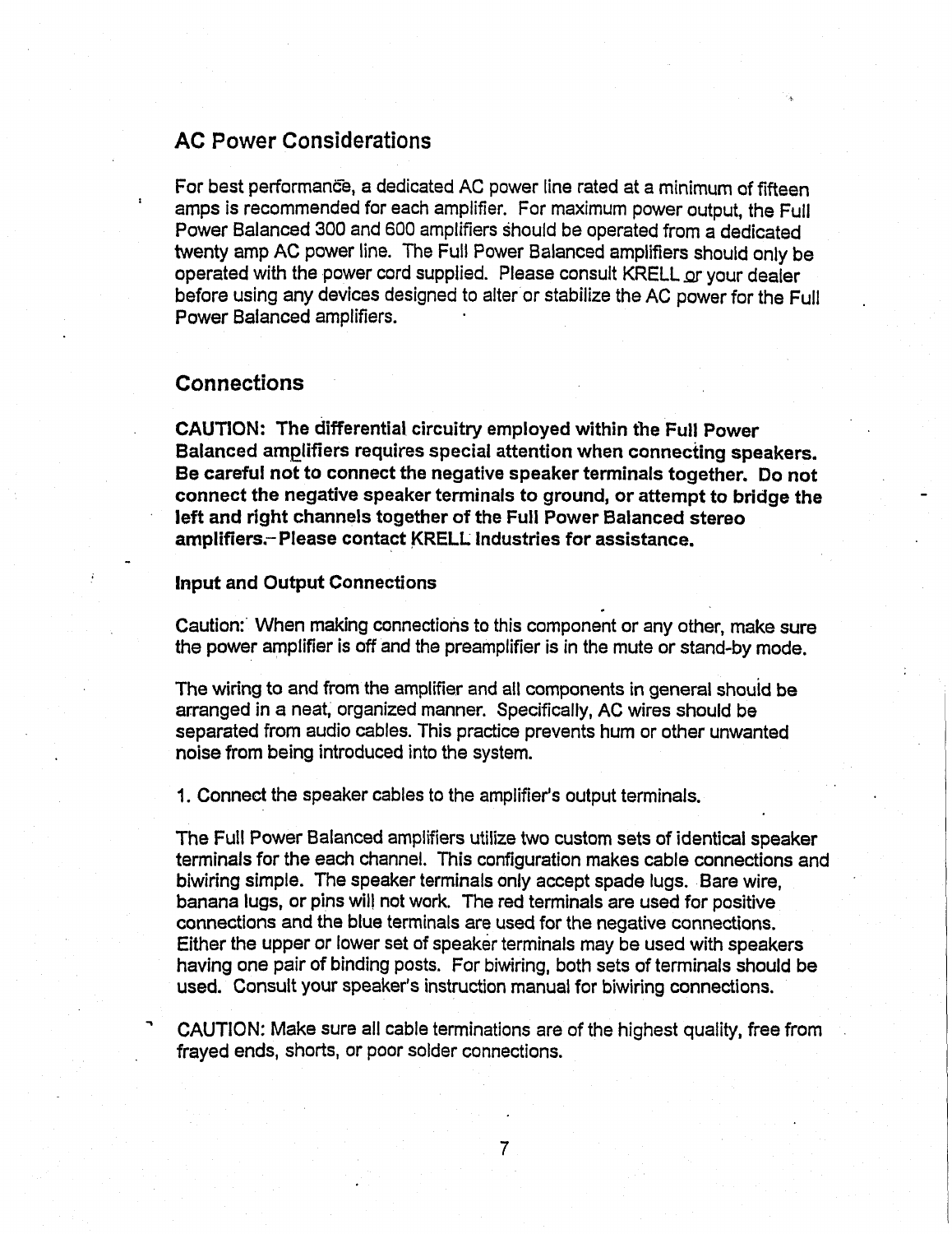## AC Power Considerations

For best performance, a dedicated AC power line rated at a minimum of fifteen amps is recommended for each amplifier. For maximum power output, the Full Power Balanced 300 and 600 amplifiers should be operated from a dedicated twenty amp AC power line. The Full Power Balanced amplifiers should only be operated with the power cord supplied. Please consult KRELL or your dealer before using any devices designed to alter or stabilize the AC power for the Full Power Balanced amplifiers.

## Connections

**CAUTION: The differential circuitry employed within the Full Power Balanced amplifiers requires special attention when connecting speakers. Be careful not to connect the negative speaker terminals together. Do not connect the negative speaker terminals to ground, or attempt to bridge the left and right channels together of the Full Power Balanced stereo amplifiers. Please contact KRELL Industries for assistance.**

### Input and Output Connections

Caution: When making connections to this component or any other, make sure the power amplifier is off and the preamplifier is in the mute or stand-by mode.

The wiring to and from the amplifier and all components in general should be arranged in a neat, organized manner. Specifically, AC wires should be separated from audio cables. This practice prevents hum or other unwanted noise from being introduced into the system.

1. Connect the speaker cables to the amplifier's output terminals.

The Full Power Balanced amplifiers utilize two custom sets of identical speaker terminals for the each channel. This configuration makes cable connections and biwiring simple. The speaker terminals only accept spade lugs. Bare wire, banana lugs, or pins will not work. The red terminals are used for positive connections and the blue terminals are used for the negative connections. Either the upper or lower set of speaker terminals may be used with speakers having one pair of binding posts. For biwiring, both sets of terminals should be used. Consult your speaker's instruction manual for biwiring connections.

CAUTION: Make sure all cable terminations are of the highest quality, free from frayed ends, shorts, or poor solder connections.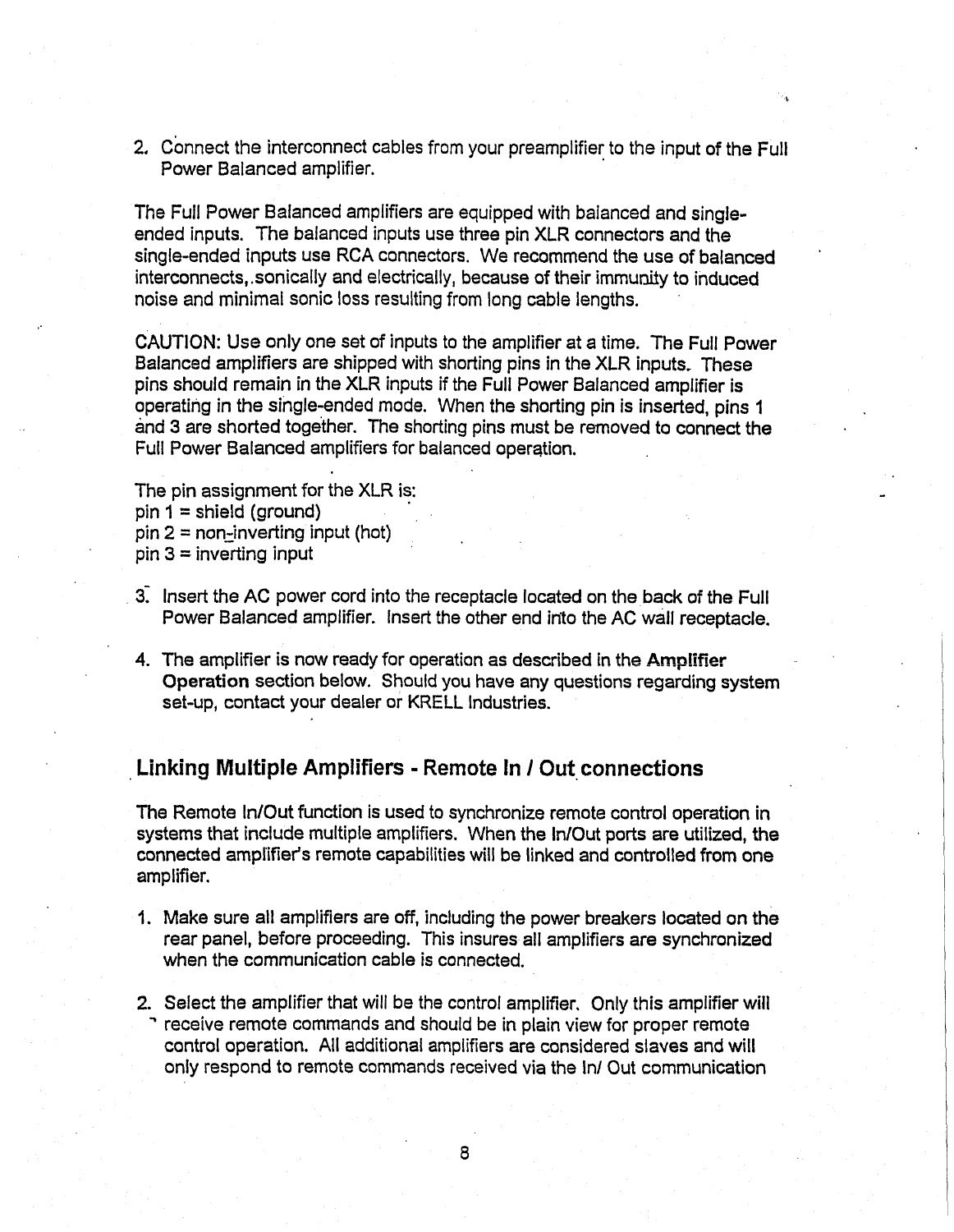2. Connect the interconnect cables from your preamplifier to the input of the Full Power Balanced amplifier.

The Full Power Balanced amplifiers are equipped with balanced and single-ended inputs. The balanced inputs use three pin XLR connectors and the single-ended inputs use RCA connectors. We recommend the use of balanced interconnects, sonically and electrically, because of their immunity to induced noise and minimal sonic loss resulting from long cable lengths.

CAUTION: Use only one set of inputs to the amplifier at a time. The Full Power Balanced amplifiers are shipped with shorting pins in the XLR inputs. These pins should remain in the XLR inputs if the Full Power Balanced amplifier is operating in the single-ended mode. When the shorting pin is inserted, pins 1 and 3 are shorted together. The shorting pins must be removed to connect the Full Power Balanced amplifiers for balanced operation.

The pin assignment for the XLR is:
pin 1 = shield (ground)
pin 2 = non-inverting input (hot)
pin 3 = inverting input

3. Insert the AC power cord into the receptacle located on the back of the Full Power Balanced amplifier. Insert the other end into the AC wall receptacle.

4. The amplifier is now ready for operation as described in the **Amplifier Operation** section below. Should you have any questions regarding system set-up, contact your dealer or KRELL Industries.

## Linking Multiple Amplifiers - Remote In / Out connections

The Remote In/Out function is used to synchronize remote control operation in systems that include multiple amplifiers. When the In/Out ports are utilized, the connected amplifier's remote capabilities will be linked and controlled from one amplifier.

1. Make sure all amplifiers are off, including the power breakers located on the rear panel, before proceeding. This insures all amplifiers are synchronized when the communication cable is connected.

2. Select the amplifier that will be the control amplifier. Only this amplifier will receive remote commands and should be in plain view for proper remote control operation. All additional amplifiers are considered slaves and will only respond to remote commands received via the In/ Out communication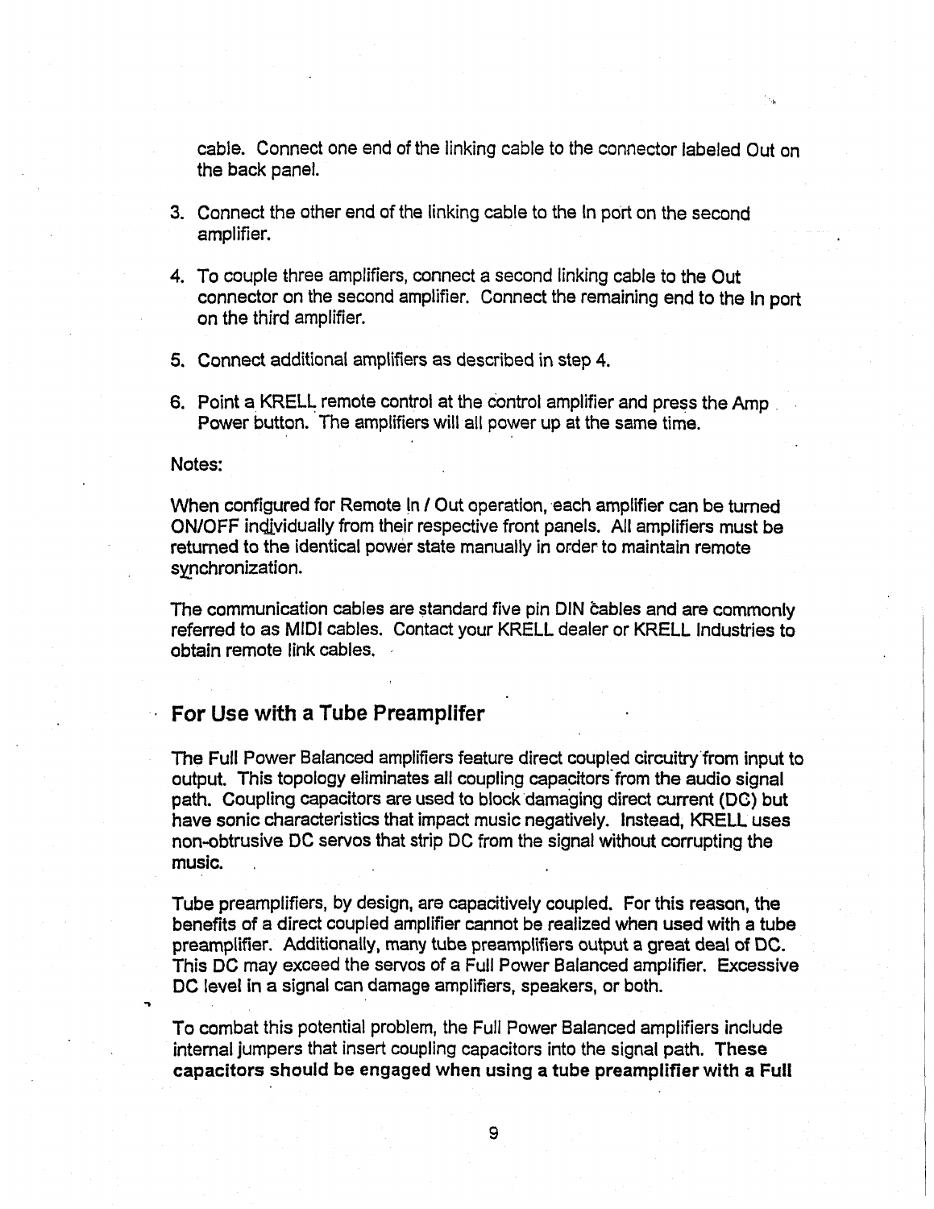cable. Connect one end of the linking cable to the connector labeled Out on the back panel.

3. Connect the other end of the linking cable to the In port on the second amplifier.

4. To couple three amplifiers, connect a second linking cable to the Out connector on the second amplifier. Connect the remaining end to the In port on the third amplifier.

5. Connect additional amplifiers as described in step 4.

6. Point a KRELL remote control at the control amplifier and press the Amp Power button. The amplifiers will all power up at the same time.

Notes:

When configured for Remote In / Out operation, each amplifier can be turned ON/OFF individually from their respective front panels. All amplifiers must be returned to the identical power state manually in order to maintain remote synchronization.

The communication cables are standard five pin DIN cables and are commonly referred to as MIDI cables. Contact your KRELL dealer or KRELL Industries to obtain remote link cables.

## For Use with a Tube Preamplifer

The Full Power Balanced amplifiers feature direct coupled circuitry from input to output. This topology eliminates all coupling capacitors from the audio signal path. Coupling capacitors are used to block damaging direct current (DC) but have sonic characteristics that impact music negatively. Instead, KRELL uses non-obtrusive DC servos that strip DC from the signal without corrupting the music.

Tube preamplifiers, by design, are capacitively coupled. For this reason, the benefits of a direct coupled amplifier cannot be realized when used with a tube preamplifier. Additionally, many tube preamplifiers output a great deal of DC. This DC may exceed the servos of a Full Power Balanced amplifier. Excessive DC level in a signal can damage amplifiers, speakers, or both.

To combat this potential problem, the Full Power Balanced amplifiers include internal jumpers that insert coupling capacitors into the signal path. **These capacitors should be engaged when using a tube preamplifier with a Full**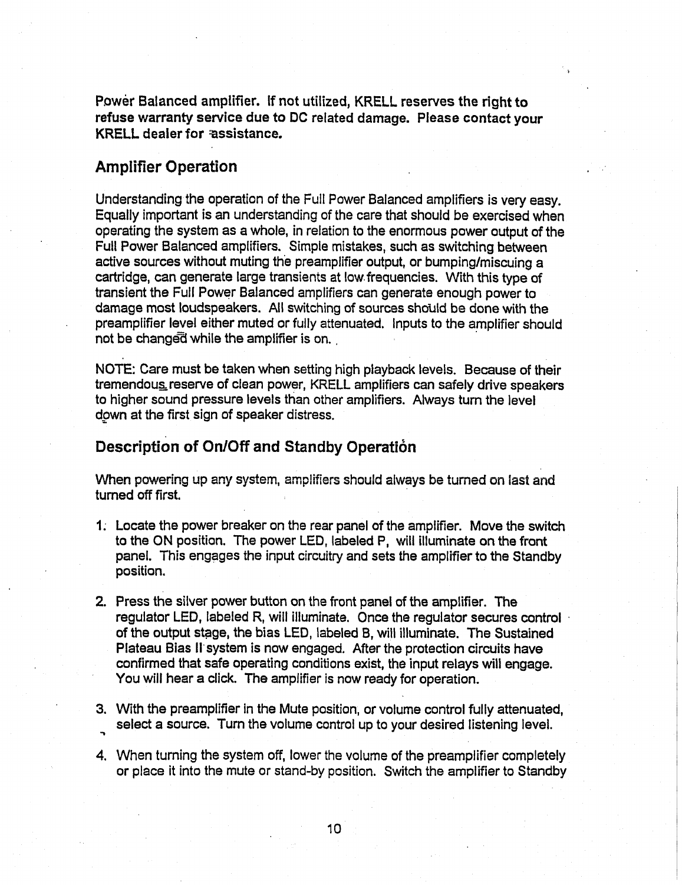Power Balanced amplifier. If not utilized, KRELL reserves the right to refuse warranty service due to DC related damage. Please contact your KRELL dealer for assistance.

## Amplifier Operation

Understanding the operation of the Full Power Balanced amplifiers is very easy. Equally important is an understanding of the care that should be exercised when operating the system as a whole, in relation to the enormous power output of the Full Power Balanced amplifiers. Simple mistakes, such as switching between active sources without muting the preamplifier output, or bumping/miscuing a cartridge, can generate large transients at low frequencies. With this type of transient the Full Power Balanced amplifiers can generate enough power to damage most loudspeakers. All switching of sources should be done with the preamplifier level either muted or fully attenuated. Inputs to the amplifier should not be changed while the amplifier is on.

NOTE: Care must be taken when setting high playback levels. Because of their tremendous reserve of clean power, KRELL amplifiers can safely drive speakers to higher sound pressure levels than other amplifiers. Always turn the level down at the first sign of speaker distress.

## Description of On/Off and Standby Operation

When powering up any system, amplifiers should always be turned on last and turned off first.

1. Locate the power breaker on the rear panel of the amplifier. Move the switch to the ON position. The power LED, labeled P, will illuminate on the front panel. This engages the input circuitry and sets the amplifier to the Standby position.

2. Press the silver power button on the front panel of the amplifier. The regulator LED, labeled R, will illuminate. Once the regulator secures control of the output stage, the bias LED, labeled B, will illuminate. The Sustained Plateau Bias II system is now engaged. After the protection circuits have confirmed that safe operating conditions exist, the input relays will engage. You will hear a click. The amplifier is now ready for operation.

3. With the preamplifier in the Mute position, or volume control fully attenuated, select a source. Turn the volume control up to your desired listening level.

4. When turning the system off, lower the volume of the preamplifier completely or place it into the mute or stand-by position. Switch the amplifier to Standby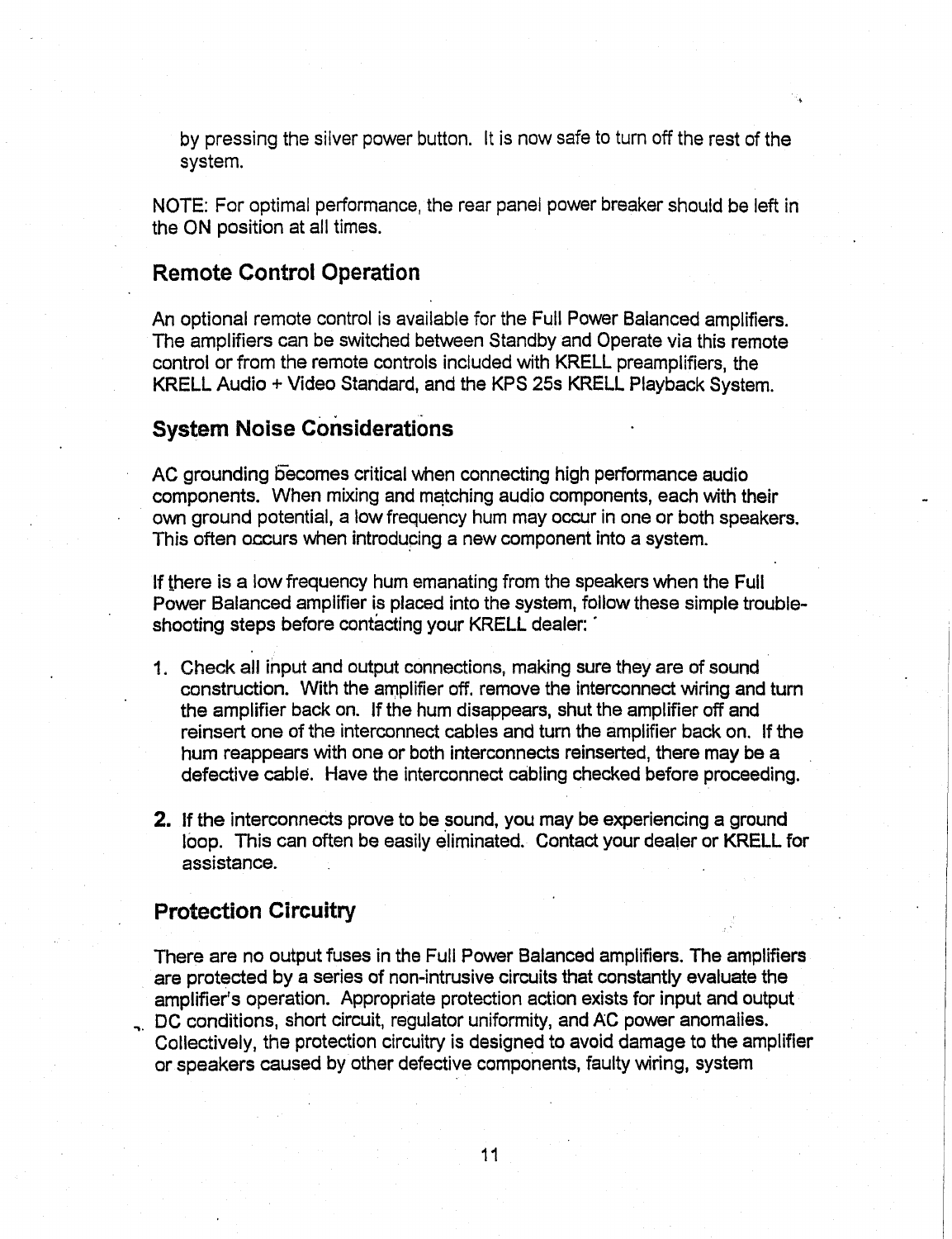by pressing the silver power button. It is now safe to turn off the rest of the system.

NOTE: For optimal performance, the rear panel power breaker should be left in the ON position at all times.

## Remote Control Operation

An optional remote control is available for the Full Power Balanced amplifiers. The amplifiers can be switched between Standby and Operate via this remote control or from the remote controls included with KRELL preamplifiers, the KRELL Audio + Video Standard, and the KPS 25s KRELL Playback System.

## System Noise Considerations

AC grounding becomes critical when connecting high performance audio components. When mixing and matching audio components, each with their own ground potential, a low frequency hum may occur in one or both speakers. This often occurs when introducing a new component into a system.

If there is a low frequency hum emanating from the speakers when the Full Power Balanced amplifier is placed into the system, follow these simple trouble-shooting steps before contacting your KRELL dealer:

1. Check all input and output connections, making sure they are of sound construction. With the amplifier off, remove the interconnect wiring and turn the amplifier back on. If the hum disappears, shut the amplifier off and reinsert one of the interconnect cables and turn the amplifier back on. If the hum reappears with one or both interconnects reinserted, there may be a defective cable. Have the interconnect cabling checked before proceeding.

2. If the interconnects prove to be sound, you may be experiencing a ground loop. This can often be easily eliminated. Contact your dealer or KRELL for assistance.

## Protection Circuitry

There are no output fuses in the Full Power Balanced amplifiers. The amplifiers are protected by a series of non-intrusive circuits that constantly evaluate the amplifier's operation. Appropriate protection action exists for input and output DC conditions, short circuit, regulator uniformity, and AC power anomalies. Collectively, the protection circuitry is designed to avoid damage to the amplifier or speakers caused by other defective components, faulty wiring, system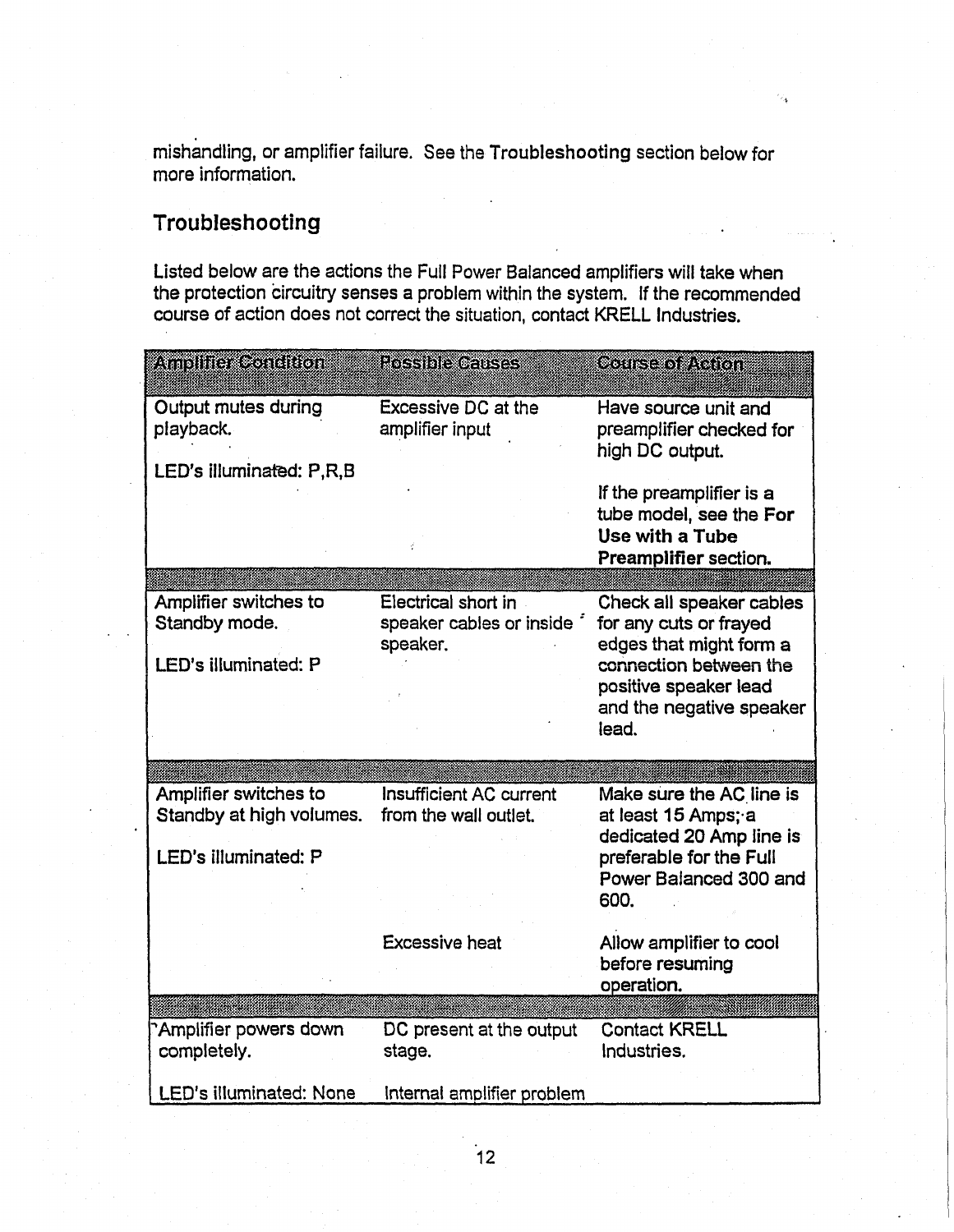mishandling, or amplifier failure. See the **Troubleshooting** section below for more information.

## Troubleshooting

Listed below are the actions the Full Power Balanced amplifiers will take when the protection circuitry senses a problem within the system. If the recommended course of action does not correct the situation, contact KRELL Industries.

| Amplifier Condition | Possible Causes | Course of Action |
|---|---|---|
| Output mutes during playback.<br><br>LED's illuminated: P,R,B | Excessive DC at the amplifier input | Have source unit and preamplifier checked for high DC output.<br><br>If the preamplifier is a tube model, see the **For Use with a Tube Preamplifier** section. |
| Amplifier switches to Standby mode.<br><br>LED's illuminated: P | Electrical short in speaker cables or inside speaker. | Check all speaker cables for any cuts or frayed edges that might form a connection between the positive speaker lead and the negative speaker lead. |
| Amplifier switches to Standby at high volumes.<br><br>LED's illuminated: P | Insufficient AC current from the wall outlet. | Make sure the AC line is at least 15 Amps; a dedicated 20 Amp line is preferable for the Full Power Balanced 300 and 600. |
| | Excessive heat | Allow amplifier to cool before resuming operation. |
| Amplifier powers down completely.<br><br>LED's illuminated: None | DC present at the output stage.<br><br>Internal amplifier problem | Contact KRELL Industries. |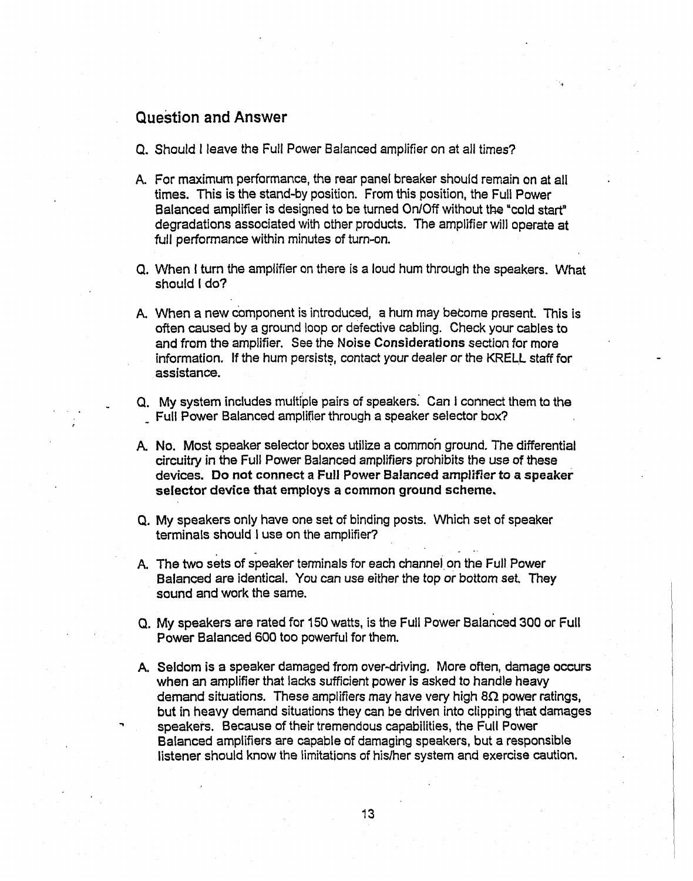## Question and Answer

Q. Should I leave the Full Power Balanced amplifier on at all times?

A. For maximum performance, the rear panel breaker should remain on at all times. This is the stand-by position. From this position, the Full Power Balanced amplifier is designed to be turned On/Off without the "cold start" degradations associated with other products. The amplifier will operate at full performance within minutes of turn-on.

Q. When I turn the amplifier on there is a loud hum through the speakers. What should I do?

A. When a new component is introduced, a hum may become present. This is often caused by a ground loop or defective cabling. Check your cables to and from the amplifier. See the **Noise Considerations** section for more information. If the hum persists, contact your dealer or the KRELL staff for assistance.

Q. My system includes multiple pairs of speakers. Can I connect them to the Full Power Balanced amplifier through a speaker selector box?

A. No. Most speaker selector boxes utilize a common ground. The differential circuitry in the Full Power Balanced amplifiers prohibits the use of these devices. **Do not connect a Full Power Balanced amplifier to a speaker selector device that employs a common ground scheme.**

Q. My speakers only have one set of binding posts. Which set of speaker terminals should I use on the amplifier?

A. The two sets of speaker terminals for each channel on the Full Power Balanced are identical. You can use either the top or bottom set. They sound and work the same.

Q. My speakers are rated for 150 watts, is the Full Power Balanced 300 or Full Power Balanced 600 too powerful for them.

A. Seldom is a speaker damaged from over-driving. More often, damage occurs when an amplifier that lacks sufficient power is asked to handle heavy demand situations. These amplifiers may have very high 8Ω power ratings, but in heavy demand situations they can be driven into clipping that damages speakers. Because of their tremendous capabilities, the Full Power Balanced amplifiers are capable of damaging speakers, but a responsible listener should know the limitations of his/her system and exercise caution.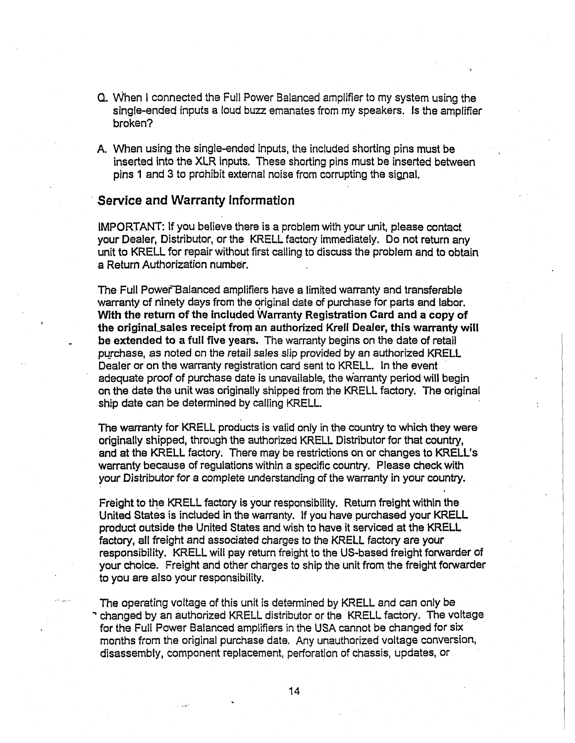Q. When I connected the Full Power Balanced amplifier to my system using the single-ended inputs a loud buzz emanates from my speakers. Is the amplifier broken?

A. When using the single-ended inputs, the included shorting pins must be inserted into the XLR inputs. These shorting pins must be inserted between pins 1 and 3 to prohibit external noise from corrupting the signal.

## Service and Warranty Information

IMPORTANT: If you believe there is a problem with your unit, please contact your Dealer, Distributor, or the KRELL factory immediately. Do not return any unit to KRELL for repair without first calling to discuss the problem and to obtain a Return Authorization number.

The Full Power Balanced amplifiers have a limited warranty and transferable warranty of ninety days from the original date of purchase for parts and labor. **With the return of the included Warranty Registration Card and a copy of the original sales receipt from an authorized Krell Dealer, this warranty will be extended to a full five years.** The warranty begins on the date of retail purchase, as noted on the retail sales slip provided by an authorized KRELL Dealer or on the warranty registration card sent to KRELL. In the event adequate proof of purchase date is unavailable, the warranty period will begin on the date the unit was originally shipped from the KRELL factory. The original ship date can be determined by calling KRELL.

The warranty for KRELL products is valid only in the country to which they were originally shipped, through the authorized KRELL Distributor for that country, and at the KRELL factory. There may be restrictions on or changes to KRELL's warranty because of regulations within a specific country. Please check with your Distributor for a complete understanding of the warranty in your country.

Freight to the KRELL factory is your responsibility. Return freight within the United States is included in the warranty. If you have purchased your KRELL product outside the United States and wish to have it serviced at the KRELL factory, all freight and associated charges to the KRELL factory are your responsibility. KRELL will pay return freight to the US-based freight forwarder of your choice. Freight and other charges to ship the unit from the freight forwarder to you are also your responsibility.

The operating voltage of this unit is determined by KRELL and can only be changed by an authorized KRELL distributor or the KRELL factory. The voltage for the Full Power Balanced amplifiers in the USA cannot be changed for six months from the original purchase date. Any unauthorized voltage conversion, disassembly, component replacement, perforation of chassis, updates, or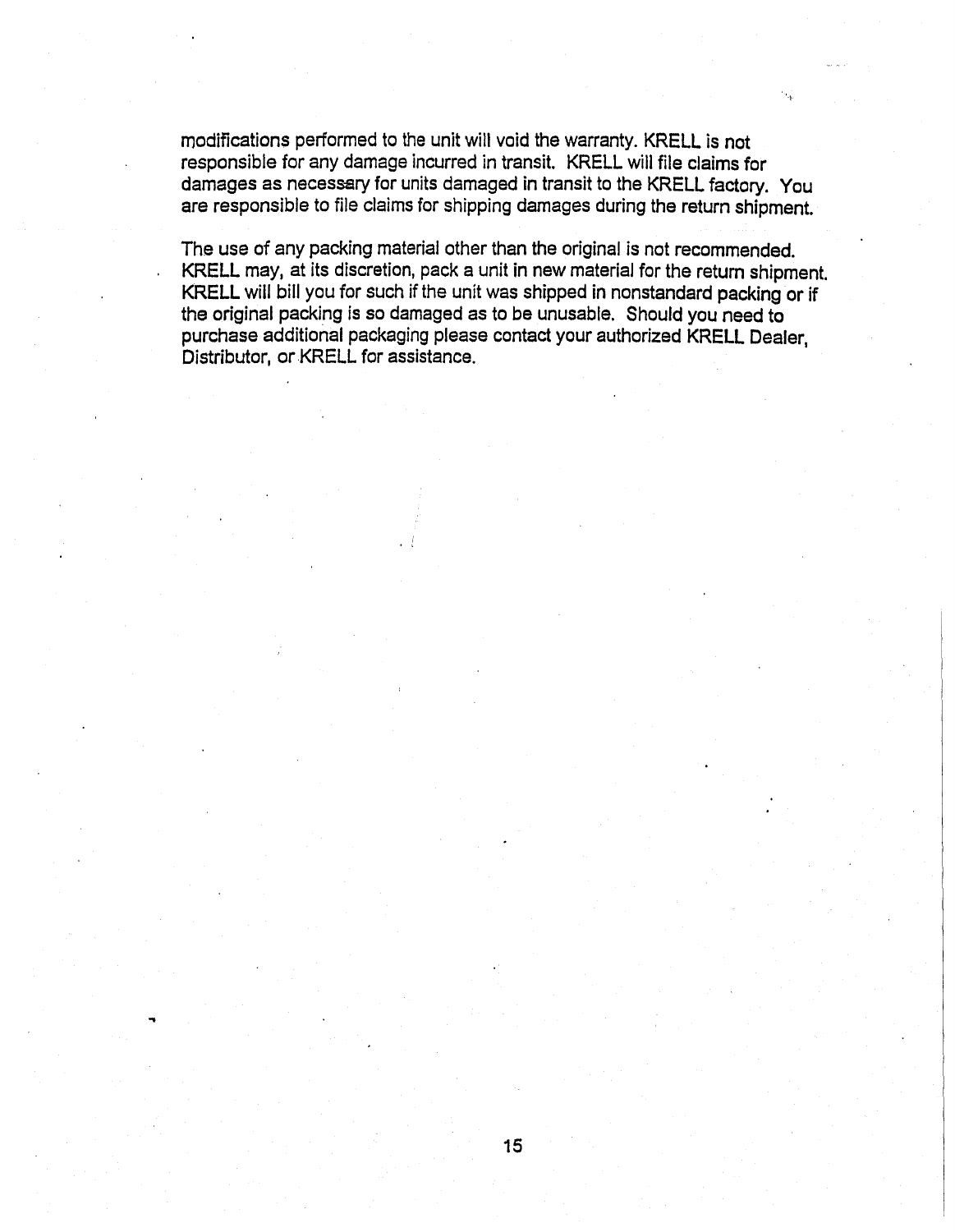modifications performed to the unit will void the warranty. KRELL is not responsible for any damage incurred in transit. KRELL will file claims for damages as necessary for units damaged in transit to the KRELL factory. You are responsible to file claims for shipping damages during the return shipment.

The use of any packing material other than the original is not recommended. KRELL may, at its discretion, pack a unit in new material for the return shipment. KRELL will bill you for such if the unit was shipped in nonstandard packing or if the original packing is so damaged as to be unusable. Should you need to purchase additional packaging please contact your authorized KRELL Dealer, Distributor, or KRELL for assistance.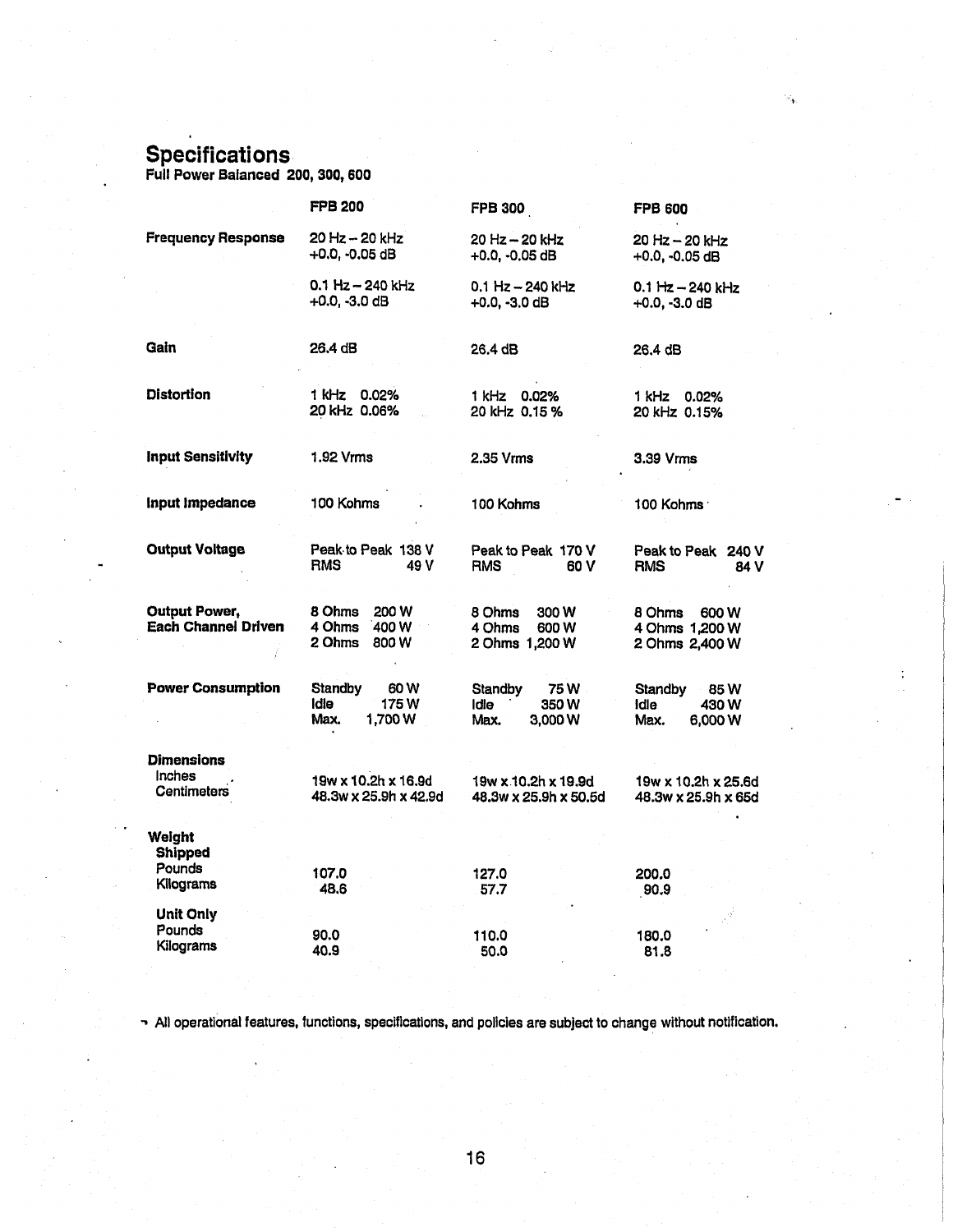## Specifications

**Full Power Balanced 200, 300, 600**

| | FPB 200 | FPB 300 | FPB 600 |
|---|---|---|---|
| **Frequency Response** | 20 Hz – 20 kHz +0.0, -0.05 dB<br>0.1 Hz – 240 kHz +0.0, -3.0 dB | 20 Hz – 20 kHz +0.0, -0.05 dB<br>0.1 Hz – 240 kHz +0.0, -3.0 dB | 20 Hz – 20 kHz +0.0, -0.05 dB<br>0.1 Hz – 240 kHz +0.0, -3.0 dB |
| **Gain** | 26.4 dB | 26.4 dB | 26.4 dB |
| **Distortion** | 1 kHz 0.02%<br>20 kHz 0.06% | 1 kHz 0.02%<br>20 kHz 0.15 % | 1 kHz 0.02%<br>20 kHz 0.15% |
| **Input Sensitivity** | 1.92 Vrms | 2.35 Vrms | 3.39 Vrms |
| **Input Impedance** | 100 Kohms | 100 Kohms | 100 Kohms |
| **Output Voltage** | Peak to Peak 138 V<br>RMS 49 V | Peak to Peak 170 V<br>RMS 60 V | Peak to Peak 240 V<br>RMS 84 V |
| **Output Power, Each Channel Driven** | 8 Ohms 200 W<br>4 Ohms 400 W<br>2 Ohms 800 W | 8 Ohms 300 W<br>4 Ohms 600 W<br>2 Ohms 1,200 W | 8 Ohms 600 W<br>4 Ohms 1,200 W<br>2 Ohms 2,400 W |
| **Power Consumption** | Standby 60 W<br>Idle 175 W<br>Max. 1,700 W | Standby 75 W<br>Idle 350 W<br>Max. 3,000 W | Standby 85 W<br>Idle 430 W<br>Max. 6,000 W |
| **Dimensions** | | | |
| Inches | 19w x 10.2h x 16.9d | 19w x 10.2h x 19.9d | 19w x 10.2h x 25.6d |
| Centimeters | 48.3w x 25.9h x 42.9d | 48.3w x 25.9h x 50.5d | 48.3w x 25.9h x 65d |
| **Weight** | | | |
| **Shipped** | | | |
| Pounds | 107.0 | 127.0 | 200.0 |
| Kilograms | 48.6 | 57.7 | 90.9 |
| **Unit Only** | | | |
| Pounds | 90.0 | 110.0 | 180.0 |
| Kilograms | 40.9 | 50.0 | 81.8 |

All operational features, functions, specifications, and policies are subject to change without notification.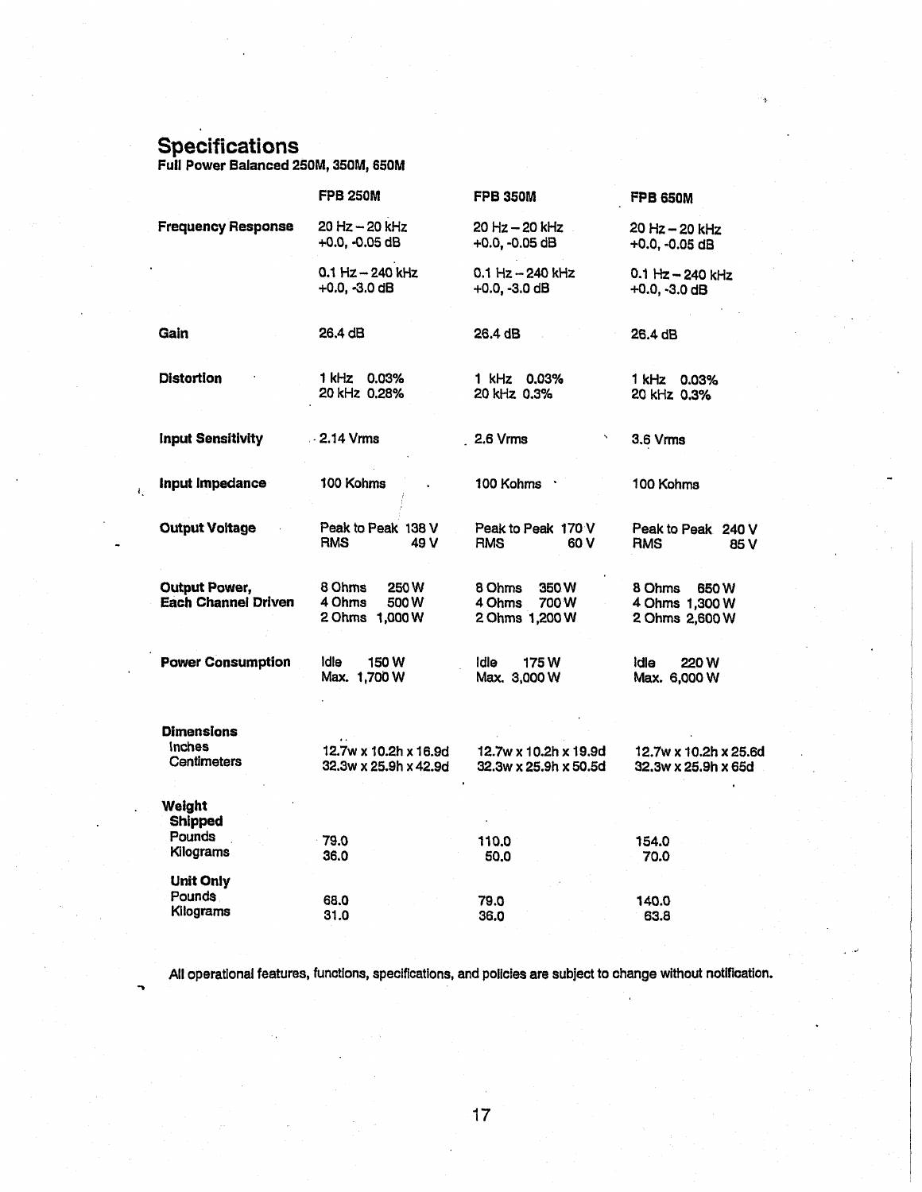# Specifications

**Full Power Balanced 250M, 350M, 650M**

| | FPB 250M | FPB 350M | FPB 650M |
|---|---|---|---|
| **Frequency Response** | 20 Hz – 20 kHz +0.0, -0.05 dB<br>0.1 Hz – 240 kHz +0.0, -3.0 dB | 20 Hz – 20 kHz +0.0, -0.05 dB<br>0.1 Hz – 240 kHz +0.0, -3.0 dB | 20 Hz – 20 kHz +0.0, -0.05 dB<br>0.1 Hz – 240 kHz +0.0, -3.0 dB |
| **Gain** | 26.4 dB | 26.4 dB | 26.4 dB |
| **Distortion** | 1 kHz 0.03%<br>20 kHz 0.28% | 1 kHz 0.03%<br>20 kHz 0.3% | 1 kHz 0.03%<br>20 kHz 0.3% |
| **Input Sensitivity** | 2.14 Vrms | 2.6 Vrms | 3.6 Vrms |
| **Input Impedance** | 100 Kohms | 100 Kohms | 100 Kohms |
| **Output Voltage** | Peak to Peak 138 V<br>RMS 49 V | Peak to Peak 170 V<br>RMS 60 V | Peak to Peak 240 V<br>RMS 85 V |
| **Output Power, Each Channel Driven** | 8 Ohms 250 W<br>4 Ohms 500 W<br>2 Ohms 1,000 W | 8 Ohms 350 W<br>4 Ohms 700 W<br>2 Ohms 1,200 W | 8 Ohms 650 W<br>4 Ohms 1,300 W<br>2 Ohms 2,600 W |
| **Power Consumption** | Idle 150 W<br>Max. 1,700 W | Idle 175 W<br>Max. 3,000 W | Idle 220 W<br>Max. 6,000 W |
| **Dimensions** | | | |
| Inches | 12.7w x 10.2h x 16.9d | 12.7w x 10.2h x 19.9d | 12.7w x 10.2h x 25.6d |
| Centimeters | 32.3w x 25.9h x 42.9d | 32.3w x 25.9h x 50.5d | 32.3w x 25.9h x 65d |
| **Weight** | | | |
| **Shipped** | | | |
| Pounds | 79.0 | 110.0 | 154.0 |
| Kilograms | 36.0 | 50.0 | 70.0 |
| **Unit Only** | | | |
| Pounds | 68.0 | 79.0 | 140.0 |
| Kilograms | 31.0 | 36.0 | 63.8 |

All operational features, functions, specifications, and policies are subject to change without notification.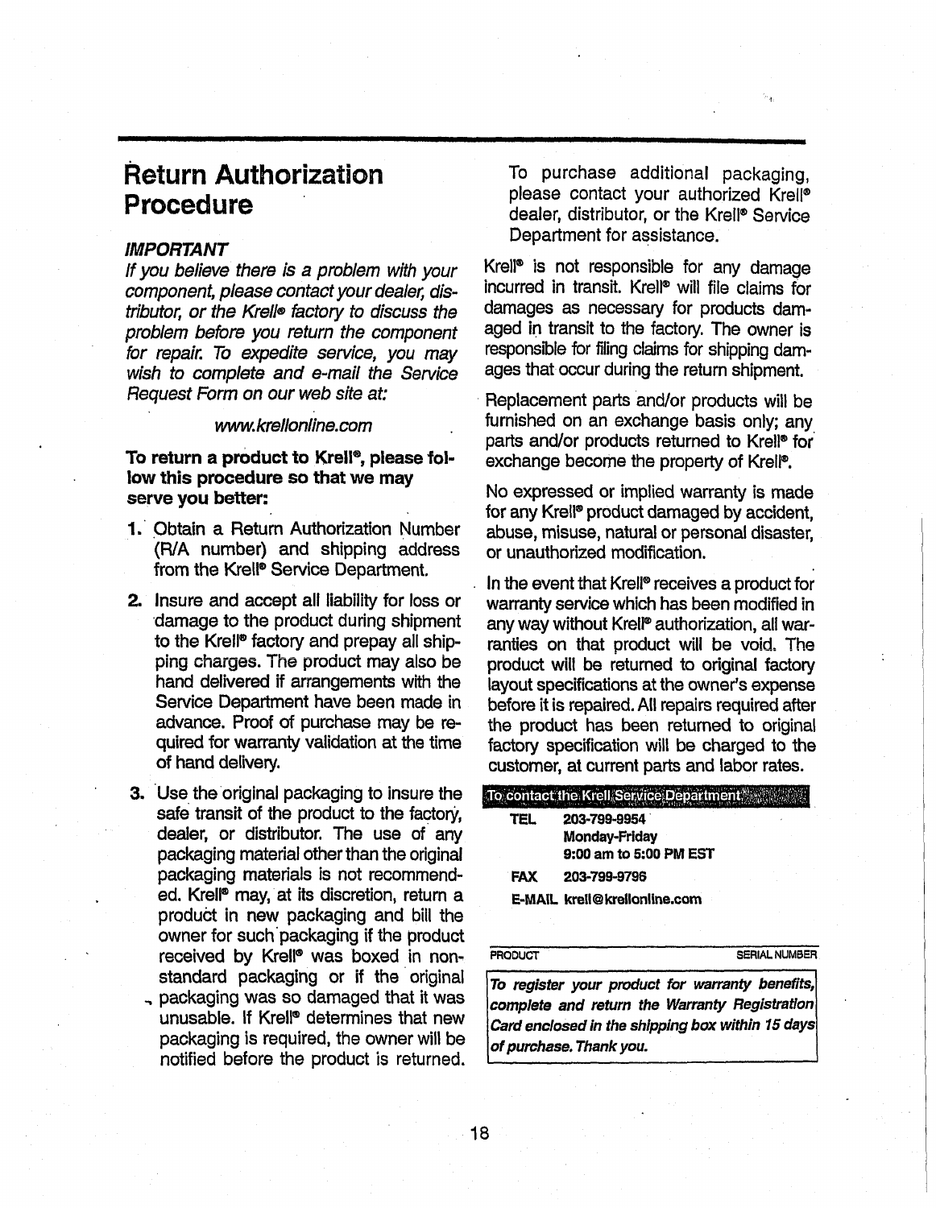# Return Authorization Procedure

***IMPORTANT***

*If you believe there is a problem with your component, please contact your dealer, distributor, or the Krell® factory to discuss the problem before you return the component for repair. To expedite service, you may wish to complete and e-mail the Service Request Form on our web site at:*

*www.krellonline.com*

**To return a product to Krell®, please follow this procedure so that we may serve you better:**

1. Obtain a Return Authorization Number (R/A number) and shipping address from the Krell® Service Department.
2. Insure and accept all liability for loss or damage to the product during shipment to the Krell® factory and prepay all shipping charges. The product may also be hand delivered if arrangements with the Service Department have been made in advance. Proof of purchase may be required for warranty validation at the time of hand delivery.
3. Use the original packaging to insure the safe transit of the product to the factory, dealer, or distributor. The use of any packaging material other than the original packaging materials is not recommended. Krell® may, at its discretion, return a product in new packaging and bill the owner for such packaging if the product received by Krell® was boxed in non-standard packaging or if the original packaging was so damaged that it was unusable. If Krell® determines that new packaging is required, the owner will be notified before the product is returned.

   To purchase additional packaging, please contact your authorized Krell® dealer, distributor, or the Krell® Service Department for assistance.

Krell® is not responsible for any damage incurred in transit. Krell® will file claims for damages as necessary for products damaged in transit to the factory. The owner is responsible for filing claims for shipping damages that occur during the return shipment.

Replacement parts and/or products will be furnished on an exchange basis only; any parts and/or products returned to Krell® for exchange become the property of Krell®.

No expressed or implied warranty is made for any Krell® product damaged by accident, abuse, misuse, natural or personal disaster, or unauthorized modification.

In the event that Krell® receives a product for warranty service which has been modified in any way without Krell® authorization, all warranties on that product will be void. The product will be returned to original factory layout specifications at the owner's expense before it is repaired. All repairs required after the product has been returned to original factory specification will be charged to the customer, at current parts and labor rates.

**To contact the Krell Service Department:**

**TEL** **203-799-9954**
**Monday-Friday**
**9:00 am to 5:00 PM EST**

**FAX** **203-799-9796**

**E-MAIL** **krell@krellonline.com**

PRODUCT SERIAL NUMBER

***To register your product for warranty benefits, complete and return the Warranty Registration Card enclosed in the shipping box within 15 days of purchase. Thank you.***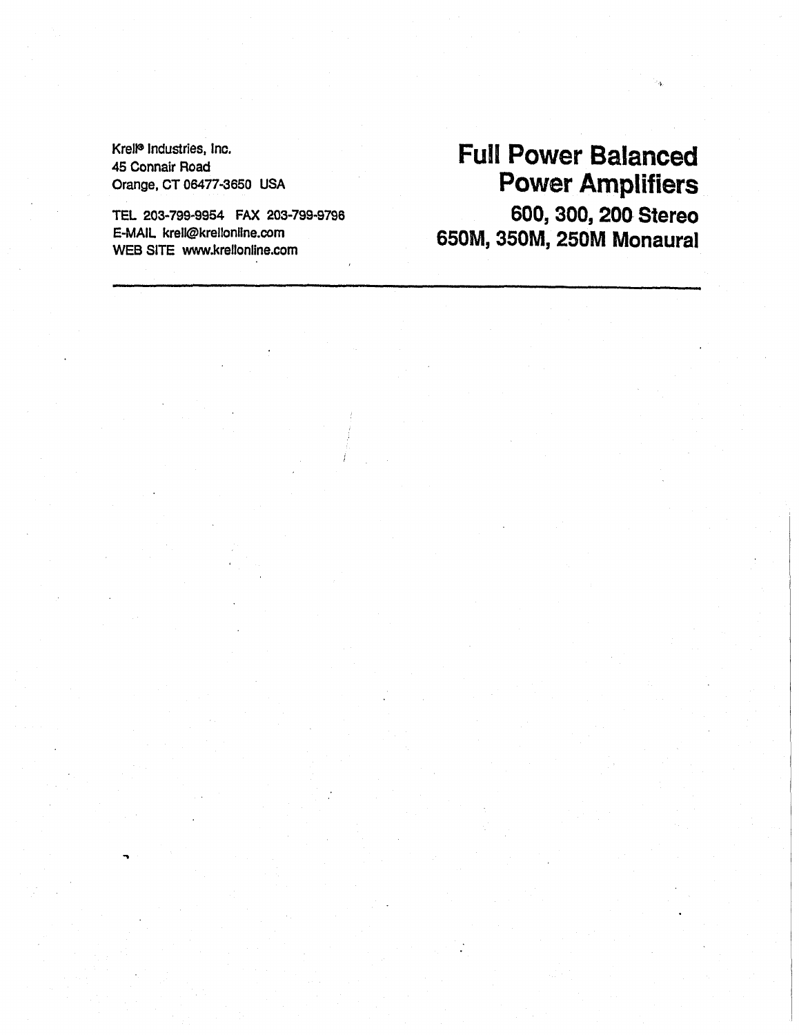Krell® Industries, Inc.
45 Connair Road
Orange, CT 06477-3650 USA

TEL 203-799-9954 FAX 203-799-9796
E-MAIL krell@krellonline.com
WEB SITE www.krellonline.com

# Full Power Balanced Power Amplifiers

## 600, 300, 200 Stereo
## 650M, 350M, 250M Monaural